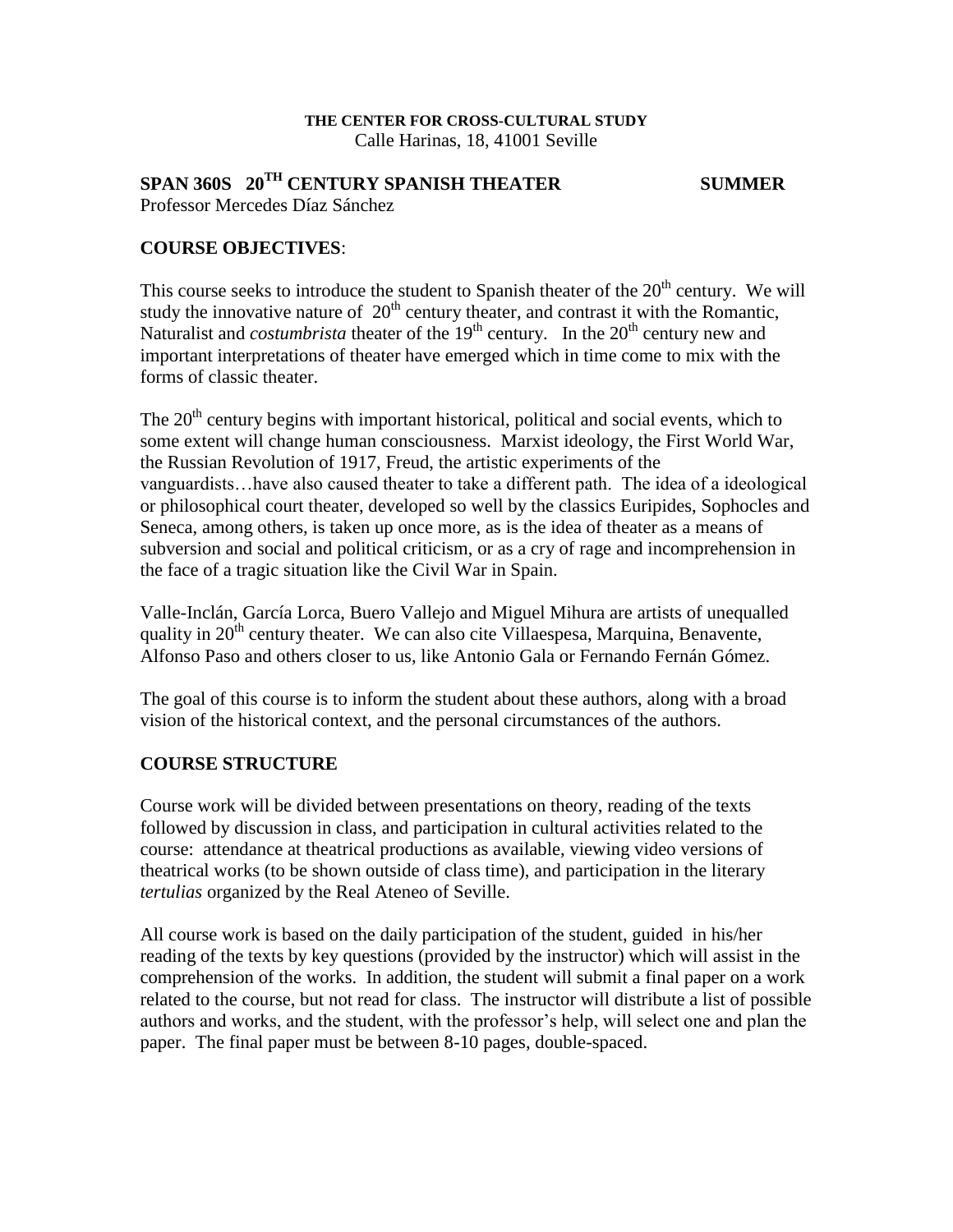**THE CENTER FOR CROSS-CULTURAL STUDY**
Calle Harinas, 18, 41001 Seville

# SPAN 360S 20TH CENTURY SPANISH THEATER SUMMER

Professor Mercedes Díaz Sánchez

## COURSE OBJECTIVES:

This course seeks to introduce the student to Spanish theater of the 20th century. We will study the innovative nature of 20th century theater, and contrast it with the Romantic, Naturalist and *costumbrista* theater of the 19th century. In the 20th century new and important interpretations of theater have emerged which in time come to mix with the forms of classic theater.

The 20th century begins with important historical, political and social events, which to some extent will change human consciousness. Marxist ideology, the First World War, the Russian Revolution of 1917, Freud, the artistic experiments of the vanguardists…have also caused theater to take a different path. The idea of a ideological or philosophical court theater, developed so well by the classics Euripides, Sophocles and Seneca, among others, is taken up once more, as is the idea of theater as a means of subversion and social and political criticism, or as a cry of rage and incomprehension in the face of a tragic situation like the Civil War in Spain.

Valle-Inclán, García Lorca, Buero Vallejo and Miguel Mihura are artists of unequalled quality in 20th century theater. We can also cite Villaespesa, Marquina, Benavente, Alfonso Paso and others closer to us, like Antonio Gala or Fernando Fernán Gómez.

The goal of this course is to inform the student about these authors, along with a broad vision of the historical context, and the personal circumstances of the authors.

## COURSE STRUCTURE

Course work will be divided between presentations on theory, reading of the texts followed by discussion in class, and participation in cultural activities related to the course: attendance at theatrical productions as available, viewing video versions of theatrical works (to be shown outside of class time), and participation in the literary *tertulias* organized by the Real Ateneo of Seville.

All course work is based on the daily participation of the student, guided in his/her reading of the texts by key questions (provided by the instructor) which will assist in the comprehension of the works. In addition, the student will submit a final paper on a work related to the course, but not read for class. The instructor will distribute a list of possible authors and works, and the student, with the professor's help, will select one and plan the paper. The final paper must be between 8-10 pages, double-spaced.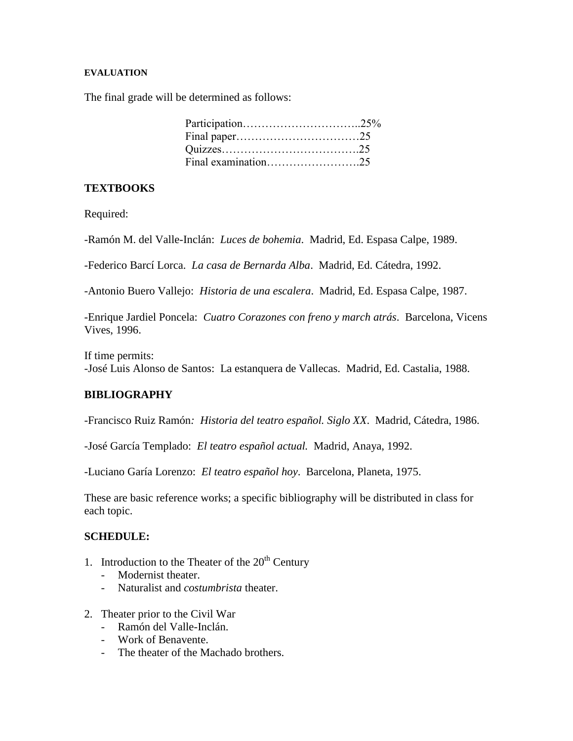#### EVALUATION

The final grade will be determined as follows:

Participation…………………………..25%
Final paper……………………………25
Quizzes……………………………….25
Final examination…………………….25

### TEXTBOOKS

Required:

-Ramón M. del Valle-Inclán: *Luces de bohemia*. Madrid, Ed. Espasa Calpe, 1989.

-Federico Barcí Lorca. *La casa de Bernarda Alba*. Madrid, Ed. Cátedra, 1992.

-Antonio Buero Vallejo: *Historia de una escalera*. Madrid, Ed. Espasa Calpe, 1987.

-Enrique Jardiel Poncela: *Cuatro Corazones con freno y march atrás*. Barcelona, Vicens Vives, 1996.

If time permits:
-José Luis Alonso de Santos: La estanquera de Vallecas. Madrid, Ed. Castalia, 1988.

### BIBLIOGRAPHY

-Francisco Ruiz Ramón*: Historia del teatro español. Siglo XX*. Madrid, Cátedra, 1986.

-José García Templado: *El teatro español actual.* Madrid, Anaya, 1992.

-Luciano Garía Lorenzo: *El teatro español hoy*. Barcelona, Planeta, 1975.

These are basic reference works; a specific bibliography will be distributed in class for each topic.

### SCHEDULE:

1. Introduction to the Theater of the 20th Century
   - Modernist theater.
   - Naturalist and *costumbrista* theater.

2. Theater prior to the Civil War
   - Ramón del Valle-Inclán.
   - Work of Benavente.
   - The theater of the Machado brothers.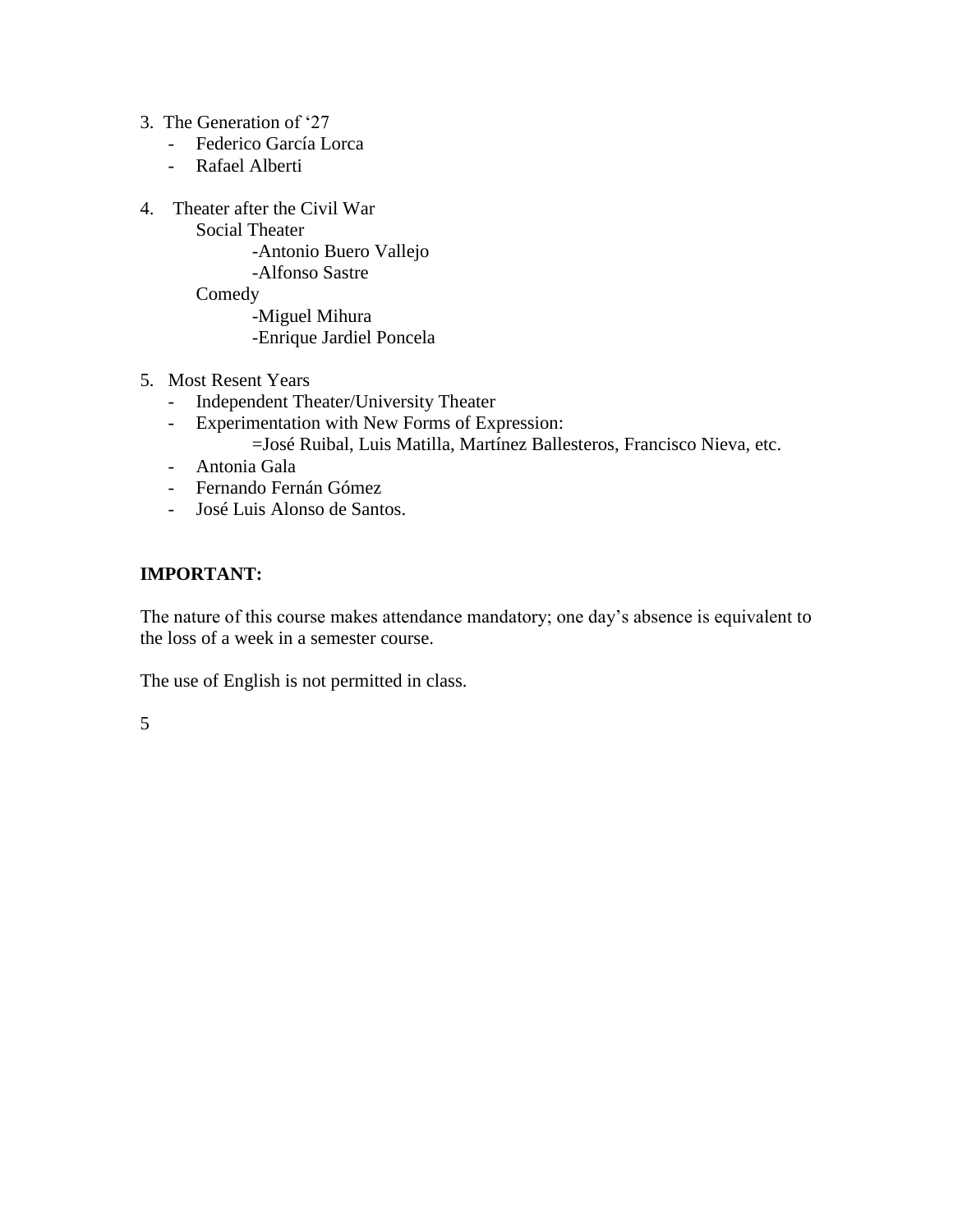3. The Generation of '27
    - Federico García Lorca
    - Rafael Alberti

4. Theater after the Civil War
    - Social Theater
        - Antonio Buero Vallejo
        - Alfonso Sastre
    - Comedy
        - Miguel Mihura
        - Enrique Jardiel Poncela

5. Most Resent Years
    - Independent Theater/University Theater
    - Experimentation with New Forms of Expression:
        =José Ruibal, Luis Matilla, Martínez Ballesteros, Francisco Nieva, etc.
    - Antonia Gala
    - Fernando Fernán Gómez
    - José Luis Alonso de Santos.

**IMPORTANT:**

The nature of this course makes attendance mandatory; one day's absence is equivalent to the loss of a week in a semester course.

The use of English is not permitted in class.